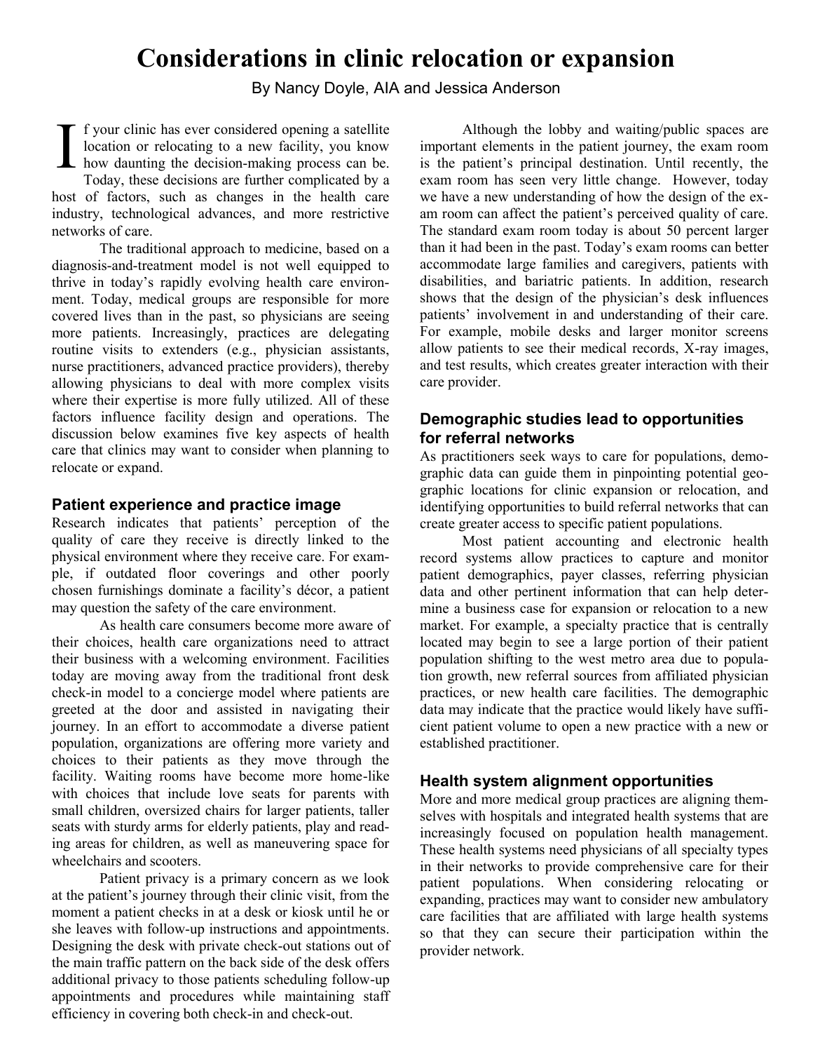# Considerations in clinic relocation or expansion

By Nancy Doyle, AIA and Jessica Anderson

If your clinic has ever considered opening a satellite location or relocating to a new facility, you know how daunting the decision-making process can be. Today, these decisions are further complicated by a host of factors, such as changes in the health care industry, technological advances, and more restrictive networks of care.

The traditional approach to medicine, based on a diagnosis-and-treatment model is not well equipped to thrive in today's rapidly evolving health care environment. Today, medical groups are responsible for more covered lives than in the past, so physicians are seeing more patients. Increasingly, practices are delegating routine visits to extenders (e.g., physician assistants, nurse practitioners, advanced practice providers), thereby allowing physicians to deal with more complex visits where their expertise is more fully utilized. All of these factors influence facility design and operations. The discussion below examines five key aspects of health care that clinics may want to consider when planning to relocate or expand.

## Patient experience and practice image

Research indicates that patients' perception of the quality of care they receive is directly linked to the physical environment where they receive care. For example, if outdated floor coverings and other poorly chosen furnishings dominate a facility's décor, a patient may question the safety of the care environment.

As health care consumers become more aware of their choices, health care organizations need to attract their business with a welcoming environment. Facilities today are moving away from the traditional front desk check-in model to a concierge model where patients are greeted at the door and assisted in navigating their journey. In an effort to accommodate a diverse patient population, organizations are offering more variety and choices to their patients as they move through the facility. Waiting rooms have become more home-like with choices that include love seats for parents with small children, oversized chairs for larger patients, taller seats with sturdy arms for elderly patients, play and reading areas for children, as well as maneuvering space for wheelchairs and scooters.

Patient privacy is a primary concern as we look at the patient's journey through their clinic visit, from the moment a patient checks in at a desk or kiosk until he or she leaves with follow-up instructions and appointments. Designing the desk with private check-out stations out of the main traffic pattern on the back side of the desk offers additional privacy to those patients scheduling follow-up appointments and procedures while maintaining staff efficiency in covering both check-in and check-out.

Although the lobby and waiting/public spaces are important elements in the patient journey, the exam room is the patient's principal destination. Until recently, the exam room has seen very little change. However, today we have a new understanding of how the design of the exam room can affect the patient's perceived quality of care. The standard exam room today is about 50 percent larger than it had been in the past. Today's exam rooms can better accommodate large families and caregivers, patients with disabilities, and bariatric patients. In addition, research shows that the design of the physician's desk influences patients' involvement in and understanding of their care. For example, mobile desks and larger monitor screens allow patients to see their medical records, X-ray images, and test results, which creates greater interaction with their care provider.

## Demographic studies lead to opportunities for referral networks

As practitioners seek ways to care for populations, demographic data can guide them in pinpointing potential geographic locations for clinic expansion or relocation, and identifying opportunities to build referral networks that can create greater access to specific patient populations.

Most patient accounting and electronic health record systems allow practices to capture and monitor patient demographics, payer classes, referring physician data and other pertinent information that can help determine a business case for expansion or relocation to a new market. For example, a specialty practice that is centrally located may begin to see a large portion of their patient population shifting to the west metro area due to population growth, new referral sources from affiliated physician practices, or new health care facilities. The demographic data may indicate that the practice would likely have sufficient patient volume to open a new practice with a new or established practitioner.

## Health system alignment opportunities

More and more medical group practices are aligning themselves with hospitals and integrated health systems that are increasingly focused on population health management. These health systems need physicians of all specialty types in their networks to provide comprehensive care for their patient populations. When considering relocating or expanding, practices may want to consider new ambulatory care facilities that are affiliated with large health systems so that they can secure their participation within the provider network.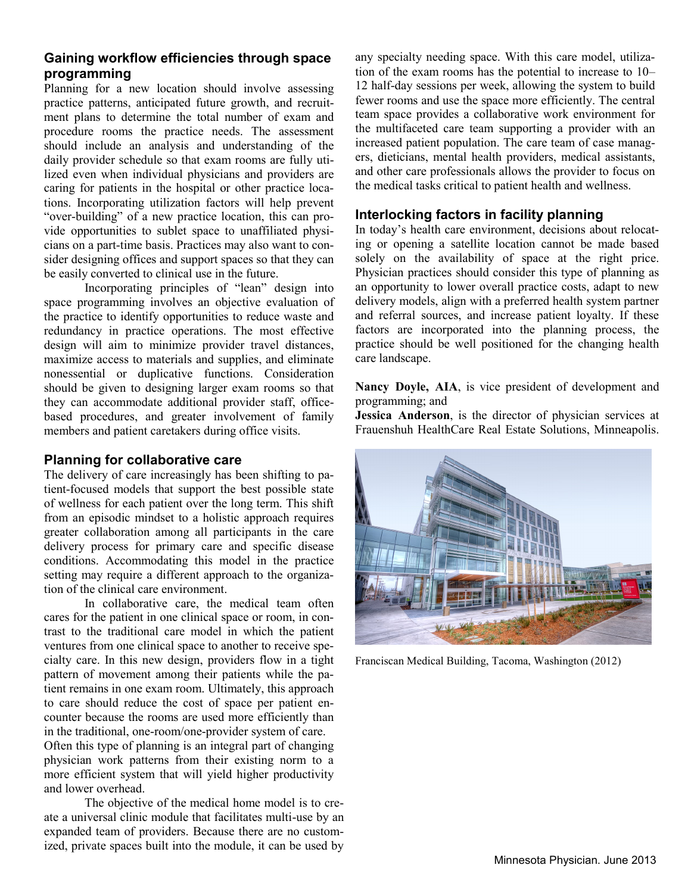## Gaining workflow efficiencies through space programming

Planning for a new location should involve assessing practice patterns, anticipated future growth, and recruitment plans to determine the total number of exam and procedure rooms the practice needs. The assessment should include an analysis and understanding of the daily provider schedule so that exam rooms are fully utilized even when individual physicians and providers are caring for patients in the hospital or other practice locations. Incorporating utilization factors will help prevent "over-building" of a new practice location, this can provide opportunities to sublet space to unaffiliated physicians on a part-time basis. Practices may also want to consider designing offices and support spaces so that they can be easily converted to clinical use in the future.

Incorporating principles of "lean" design into space programming involves an objective evaluation of the practice to identify opportunities to reduce waste and redundancy in practice operations. The most effective design will aim to minimize provider travel distances, maximize access to materials and supplies, and eliminate nonessential or duplicative functions. Consideration should be given to designing larger exam rooms so that they can accommodate additional provider staff, office-based procedures, and greater involvement of family members and patient caretakers during office visits.

## Planning for collaborative care

The delivery of care increasingly has been shifting to patient-focused models that support the best possible state of wellness for each patient over the long term. This shift from an episodic mindset to a holistic approach requires greater collaboration among all participants in the care delivery process for primary care and specific disease conditions. Accommodating this model in the practice setting may require a different approach to the organization of the clinical care environment.

In collaborative care, the medical team often cares for the patient in one clinical space or room, in contrast to the traditional care model in which the patient ventures from one clinical space to another to receive specialty care. In this new design, providers flow in a tight pattern of movement among their patients while the patient remains in one exam room. Ultimately, this approach to care should reduce the cost of space per patient encounter because the rooms are used more efficiently than in the traditional, one-room/one-provider system of care.

Often this type of planning is an integral part of changing physician work patterns from their existing norm to a more efficient system that will yield higher productivity and lower overhead.

The objective of the medical home model is to create a universal clinic module that facilitates multi-use by an expanded team of providers. Because there are no customized, private spaces built into the module, it can be used by any specialty needing space. With this care model, utilization of the exam rooms has the potential to increase to 10–12 half-day sessions per week, allowing the system to build fewer rooms and use the space more efficiently. The central team space provides a collaborative work environment for the multifaceted care team supporting a provider with an increased patient population. The care team of case managers, dieticians, mental health providers, medical assistants, and other care professionals allows the provider to focus on the medical tasks critical to patient health and wellness.

## Interlocking factors in facility planning

In today's health care environment, decisions about relocating or opening a satellite location cannot be made based solely on the availability of space at the right price. Physician practices should consider this type of planning as an opportunity to lower overall practice costs, adapt to new delivery models, align with a preferred health system partner and referral sources, and increase patient loyalty. If these factors are incorporated into the planning process, the practice should be well positioned for the changing health care landscape.

**Nancy Doyle, AIA**, is vice president of development and programming; and

**Jessica Anderson**, is the director of physician services at Frauenshuh HealthCare Real Estate Solutions, Minneapolis.

Franciscan Medical Building, Tacoma, Washington (2012)